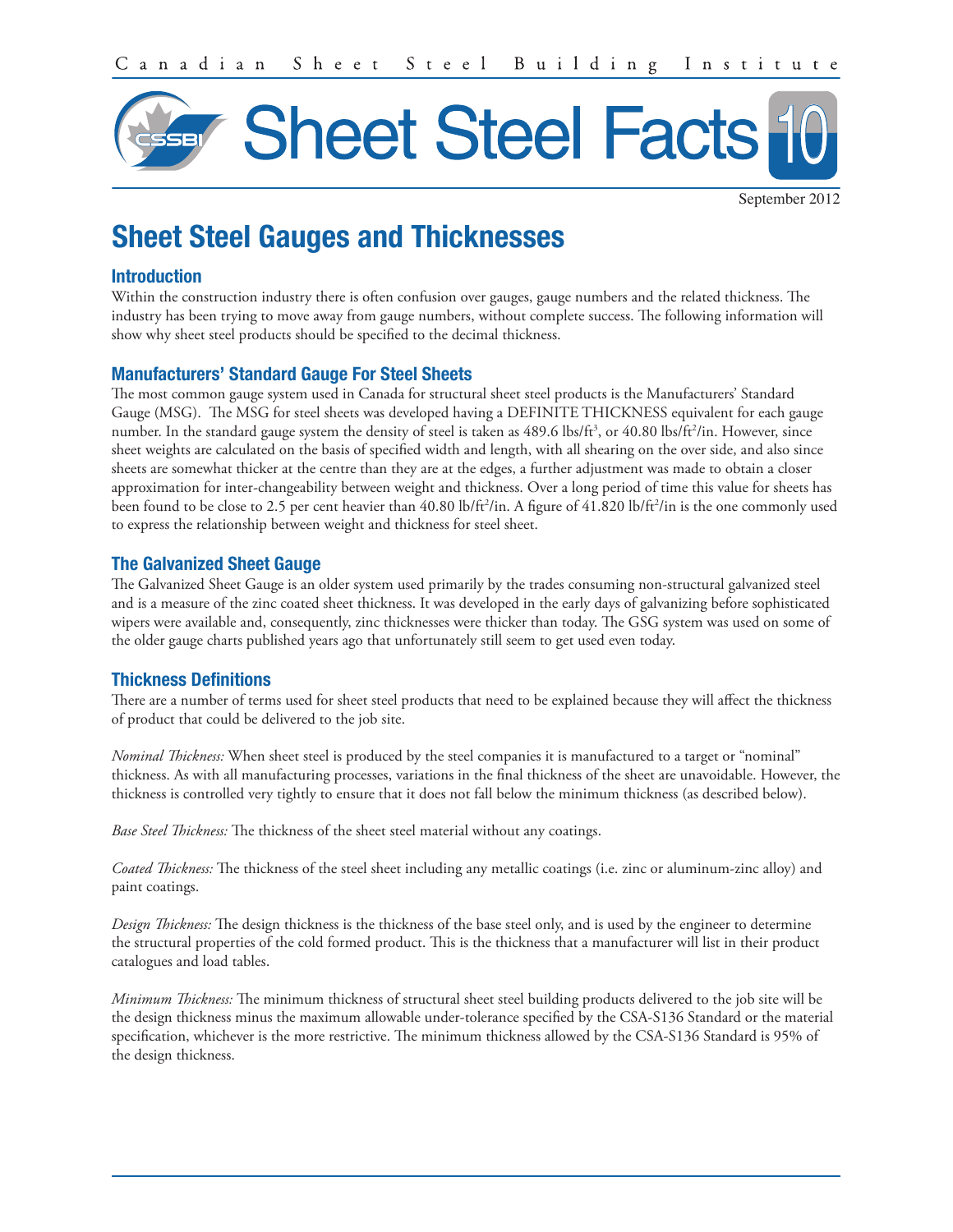Canadian Sheet Steel Building Institute

# Sheet Steel Facts 10

September 2012

## Sheet Steel Gauges and Thicknesses

### Introduction

Within the construction industry there is often confusion over gauges, gauge numbers and the related thickness. The industry has been trying to move away from gauge numbers, without complete success. The following information will show why sheet steel products should be specified to the decimal thickness.

### Manufacturers' Standard Gauge For Steel Sheets

The most common gauge system used in Canada for structural sheet steel products is the Manufacturers' Standard Gauge (MSG). The MSG for steel sheets was developed having a DEFINITE THICKNESS equivalent for each gauge number. In the standard gauge system the density of steel is taken as 489.6 lbs/ft$^3$, or 40.80 lbs/ft$^2$/in. However, since sheet weights are calculated on the basis of specified width and length, with all shearing on the over side, and also since sheets are somewhat thicker at the centre than they are at the edges, a further adjustment was made to obtain a closer approximation for inter-changeability between weight and thickness. Over a long period of time this value for sheets has been found to be close to 2.5 per cent heavier than 40.80 lb/ft$^2$/in. A figure of 41.820 lb/ft$^2$/in is the one commonly used to express the relationship between weight and thickness for steel sheet.

### The Galvanized Sheet Gauge

The Galvanized Sheet Gauge is an older system used primarily by the trades consuming non-structural galvanized steel and is a measure of the zinc coated sheet thickness. It was developed in the early days of galvanizing before sophisticated wipers were available and, consequently, zinc thicknesses were thicker than today. The GSG system was used on some of the older gauge charts published years ago that unfortunately still seem to get used even today.

### Thickness Definitions

There are a number of terms used for sheet steel products that need to be explained because they will affect the thickness of product that could be delivered to the job site.

*Nominal Thickness:* When sheet steel is produced by the steel companies it is manufactured to a target or "nominal" thickness. As with all manufacturing processes, variations in the final thickness of the sheet are unavoidable. However, the thickness is controlled very tightly to ensure that it does not fall below the minimum thickness (as described below).

*Base Steel Thickness:* The thickness of the sheet steel material without any coatings.

*Coated Thickness:* The thickness of the steel sheet including any metallic coatings (i.e. zinc or aluminum-zinc alloy) and paint coatings.

*Design Thickness:* The design thickness is the thickness of the base steel only, and is used by the engineer to determine the structural properties of the cold formed product. This is the thickness that a manufacturer will list in their product catalogues and load tables.

*Minimum Thickness:* The minimum thickness of structural sheet steel building products delivered to the job site will be the design thickness minus the maximum allowable under-tolerance specified by the CSA-S136 Standard or the material specification, whichever is the more restrictive. The minimum thickness allowed by the CSA-S136 Standard is 95% of the design thickness.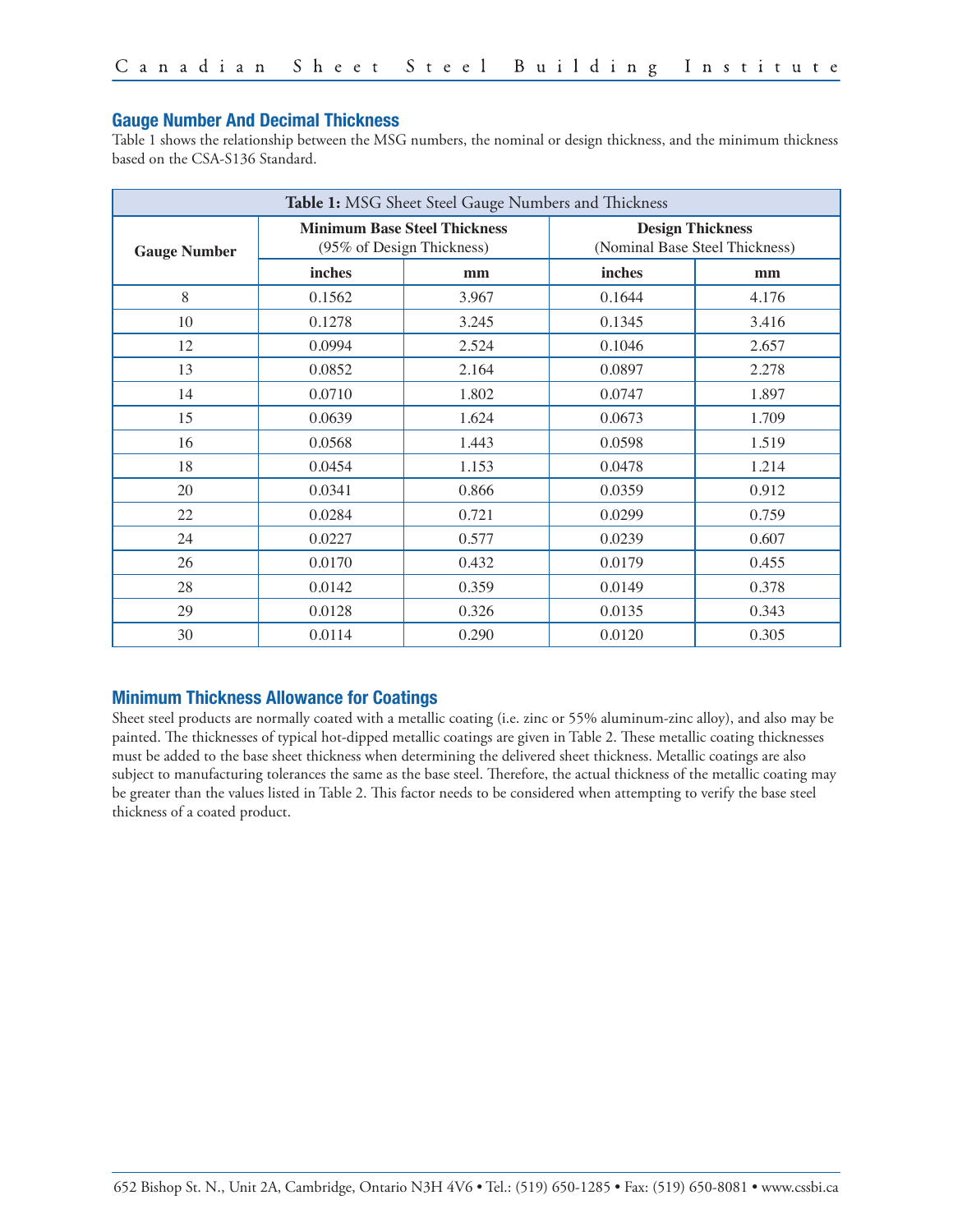## Gauge Number And Decimal Thickness

Table 1 shows the relationship between the MSG numbers, the nominal or design thickness, and the minimum thickness based on the CSA-S136 Standard.

**Table 1:** MSG Sheet Steel Gauge Numbers and Thickness

| Gauge Number | Minimum Base Steel Thickness (95% of Design Thickness) | | Design Thickness (Nominal Base Steel Thickness) | |
|---|---|---|---|---|
| | inches | mm | inches | mm |
| 8 | 0.1562 | 3.967 | 0.1644 | 4.176 |
| 10 | 0.1278 | 3.245 | 0.1345 | 3.416 |
| 12 | 0.0994 | 2.524 | 0.1046 | 2.657 |
| 13 | 0.0852 | 2.164 | 0.0897 | 2.278 |
| 14 | 0.0710 | 1.802 | 0.0747 | 1.897 |
| 15 | 0.0639 | 1.624 | 0.0673 | 1.709 |
| 16 | 0.0568 | 1.443 | 0.0598 | 1.519 |
| 18 | 0.0454 | 1.153 | 0.0478 | 1.214 |
| 20 | 0.0341 | 0.866 | 0.0359 | 0.912 |
| 22 | 0.0284 | 0.721 | 0.0299 | 0.759 |
| 24 | 0.0227 | 0.577 | 0.0239 | 0.607 |
| 26 | 0.0170 | 0.432 | 0.0179 | 0.455 |
| 28 | 0.0142 | 0.359 | 0.0149 | 0.378 |
| 29 | 0.0128 | 0.326 | 0.0135 | 0.343 |
| 30 | 0.0114 | 0.290 | 0.0120 | 0.305 |

## Minimum Thickness Allowance for Coatings

Sheet steel products are normally coated with a metallic coating (i.e. zinc or 55% aluminum-zinc alloy), and also may be painted. The thicknesses of typical hot-dipped metallic coatings are given in Table 2. These metallic coating thicknesses must be added to the base sheet thickness when determining the delivered sheet thickness. Metallic coatings are also subject to manufacturing tolerances the same as the base steel. Therefore, the actual thickness of the metallic coating may be greater than the values listed in Table 2. This factor needs to be considered when attempting to verify the base steel thickness of a coated product.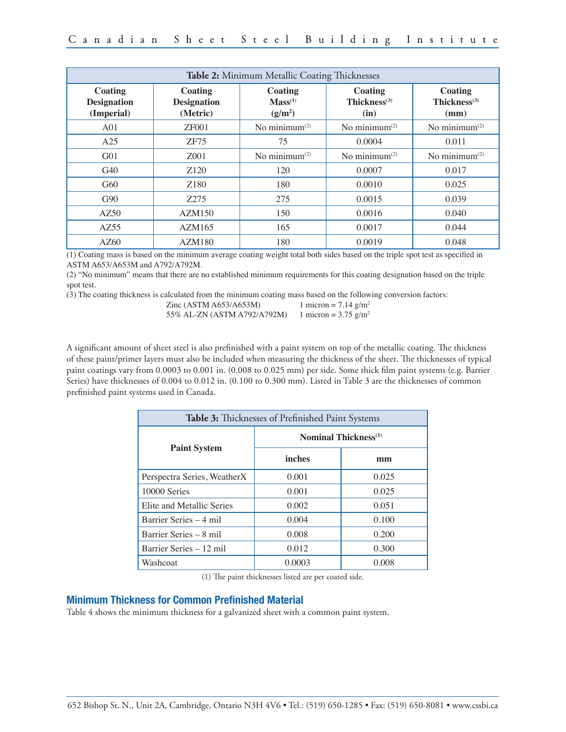| **Table 2:** Minimum Metallic Coating Thicknesses | | | | |
|---|---|---|---|---|
| **Coating Designation (Imperial)** | **Coating Designation (Metric)** | **Coating Mass[1] ($g/m^2$)** | **Coating Thickness[3] (in)** | **Coating Thickness[3] (mm)** |
| A01 | ZF001 | No minimum[2] | No minimum[2] | No minimum[2] |
| A25 | ZF75 | 75 | 0.0004 | 0.011 |
| G01 | Z001 | No minimum[2] | No minimum[2] | No minimum[2] |
| G40 | Z120 | 120 | 0.0007 | 0.017 |
| G60 | Z180 | 180 | 0.0010 | 0.025 |
| G90 | Z275 | 275 | 0.0015 | 0.039 |
| AZ50 | AZM150 | 150 | 0.0016 | 0.040 |
| AZ55 | AZM165 | 165 | 0.0017 | 0.044 |
| AZ60 | AZM180 | 180 | 0.0019 | 0.048 |

(1) Coating mass is based on the minimum average coating weight total both sides based on the triple spot test as specified in ASTM A653/A653M and A792/A792M.

(2) "No minimum" means that there are no established minimum requirements for this coating designation based on the triple spot test.

(3) The coating thickness is calculated from the minimum coating mass based on the following conversion factors:

Zinc (ASTM A653/A653M) 1 micron = 7.14 $g/m^2$

55% AL-ZN (ASTM A792/A792M) 1 micron = 3.75 $g/m^2$

A significant amount of sheet steel is also prefinished with a paint system on top of the metallic coating. The thickness of these paint/primer layers must also be included when measuring the thickness of the sheet. The thicknesses of typical paint coatings vary from 0.0003 to 0.001 in. (0.008 to 0.025 mm) per side. Some thick film paint systems (e.g. Barrier Series) have thicknesses of 0.004 to 0.012 in. (0.100 to 0.300 mm). Listed in Table 3 are the thicknesses of common prefinished paint systems used in Canada.

| **Table 3:** Thicknesses of Prefinished Paint Systems | | |
|---|---|---|
| **Paint System** | **Nominal Thickness[1]** | |
| | **inches** | **mm** |
| Perspectra Series, WeatherX | 0.001 | 0.025 |
| 10000 Series | 0.001 | 0.025 |
| Elite and Metallic Series | 0.002 | 0.051 |
| Barrier Series – 4 mil | 0.004 | 0.100 |
| Barrier Series – 8 mil | 0.008 | 0.200 |
| Barrier Series – 12 mil | 0.012 | 0.300 |
| Washcoat | 0.0003 | 0.008 |

(1) The paint thicknesses listed are per coated side.

## Minimum Thickness for Common Prefinished Material

Table 4 shows the minimum thickness for a galvanized sheet with a common paint system.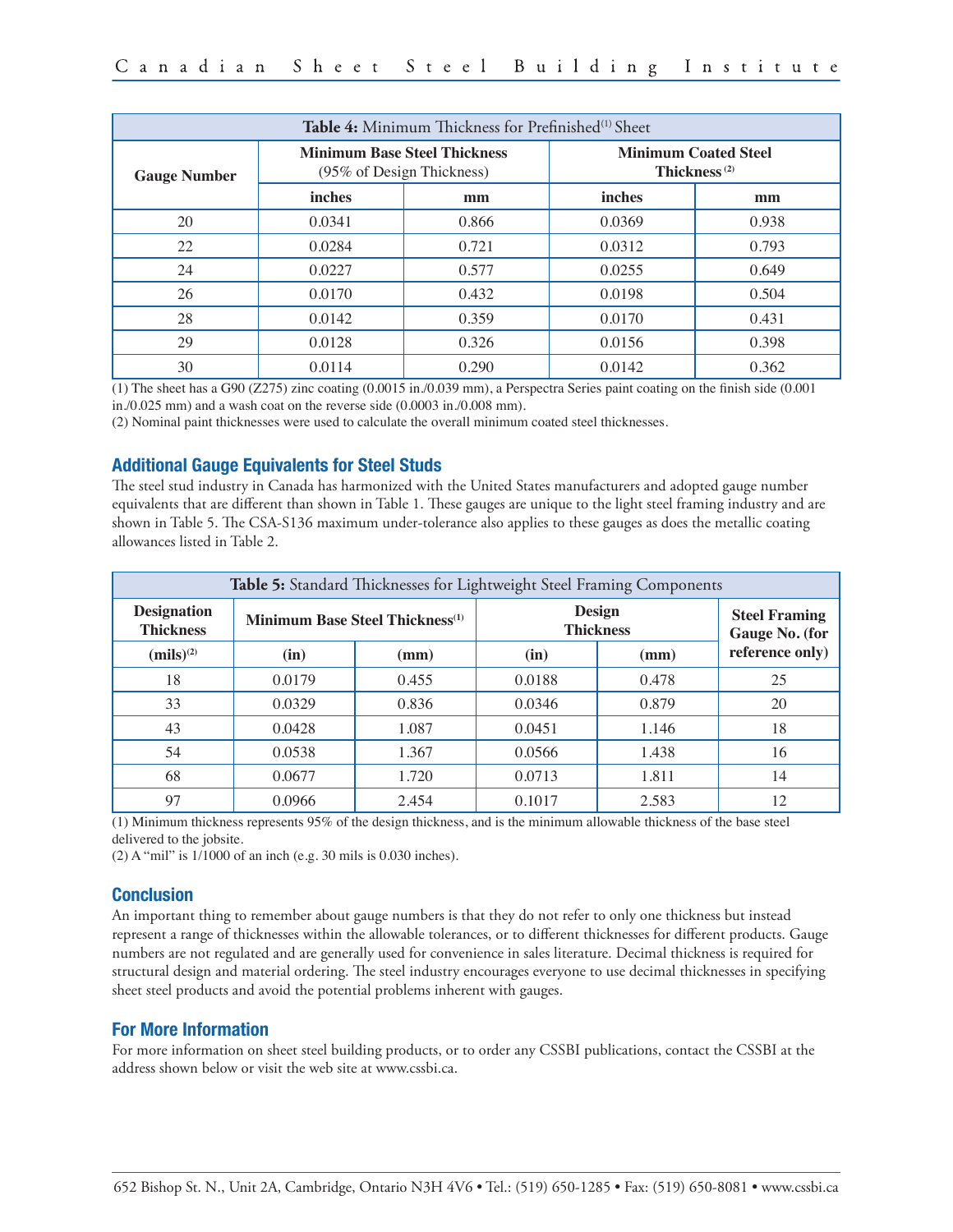**Table 4:** Minimum Thickness for Prefinished[(1)] Sheet

| Gauge Number | Minimum Base Steel Thickness (95% of Design Thickness) | | Minimum Coated Steel Thickness [(2)] | |
|---|---|---|---|---|
| | inches | mm | inches | mm |
| 20 | 0.0341 | 0.866 | 0.0369 | 0.938 |
| 22 | 0.0284 | 0.721 | 0.0312 | 0.793 |
| 24 | 0.0227 | 0.577 | 0.0255 | 0.649 |
| 26 | 0.0170 | 0.432 | 0.0198 | 0.504 |
| 28 | 0.0142 | 0.359 | 0.0170 | 0.431 |
| 29 | 0.0128 | 0.326 | 0.0156 | 0.398 |
| 30 | 0.0114 | 0.290 | 0.0142 | 0.362 |

(1) The sheet has a G90 (Z275) zinc coating (0.0015 in./0.039 mm), a Perspectra Series paint coating on the finish side (0.001 in./0.025 mm) and a wash coat on the reverse side (0.0003 in./0.008 mm).
(2) Nominal paint thicknesses were used to calculate the overall minimum coated steel thicknesses.

## Additional Gauge Equivalents for Steel Studs

The steel stud industry in Canada has harmonized with the United States manufacturers and adopted gauge number equivalents that are different than shown in Table 1. These gauges are unique to the light steel framing industry and are shown in Table 5. The CSA-S136 maximum under-tolerance also applies to these gauges as does the metallic coating allowances listed in Table 2.

**Table 5:** Standard Thicknesses for Lightweight Steel Framing Components

| Designation Thickness | Minimum Base Steel Thickness[(1)] | | Design Thickness | | Steel Framing Gauge No. (for reference only) |
|---|---|---|---|---|---|
| (mils)[(2)] | (in) | (mm) | (in) | (mm) | |
| 18 | 0.0179 | 0.455 | 0.0188 | 0.478 | 25 |
| 33 | 0.0329 | 0.836 | 0.0346 | 0.879 | 20 |
| 43 | 0.0428 | 1.087 | 0.0451 | 1.146 | 18 |
| 54 | 0.0538 | 1.367 | 0.0566 | 1.438 | 16 |
| 68 | 0.0677 | 1.720 | 0.0713 | 1.811 | 14 |
| 97 | 0.0966 | 2.454 | 0.1017 | 2.583 | 12 |

(1) Minimum thickness represents 95% of the design thickness, and is the minimum allowable thickness of the base steel delivered to the jobsite.
(2) A "mil" is 1/1000 of an inch (e.g. 30 mils is 0.030 inches).

## Conclusion

An important thing to remember about gauge numbers is that they do not refer to only one thickness but instead represent a range of thicknesses within the allowable tolerances, or to different thicknesses for different products. Gauge numbers are not regulated and are generally used for convenience in sales literature. Decimal thickness is required for structural design and material ordering. The steel industry encourages everyone to use decimal thicknesses in specifying sheet steel products and avoid the potential problems inherent with gauges.

## For More Information

For more information on sheet steel building products, or to order any CSSBI publications, contact the CSSBI at the address shown below or visit the web site at www.cssbi.ca.

652 Bishop St. N., Unit 2A, Cambridge, Ontario N3H 4V6 • Tel.: (519) 650-1285 • Fax: (519) 650-8081 • www.cssbi.ca